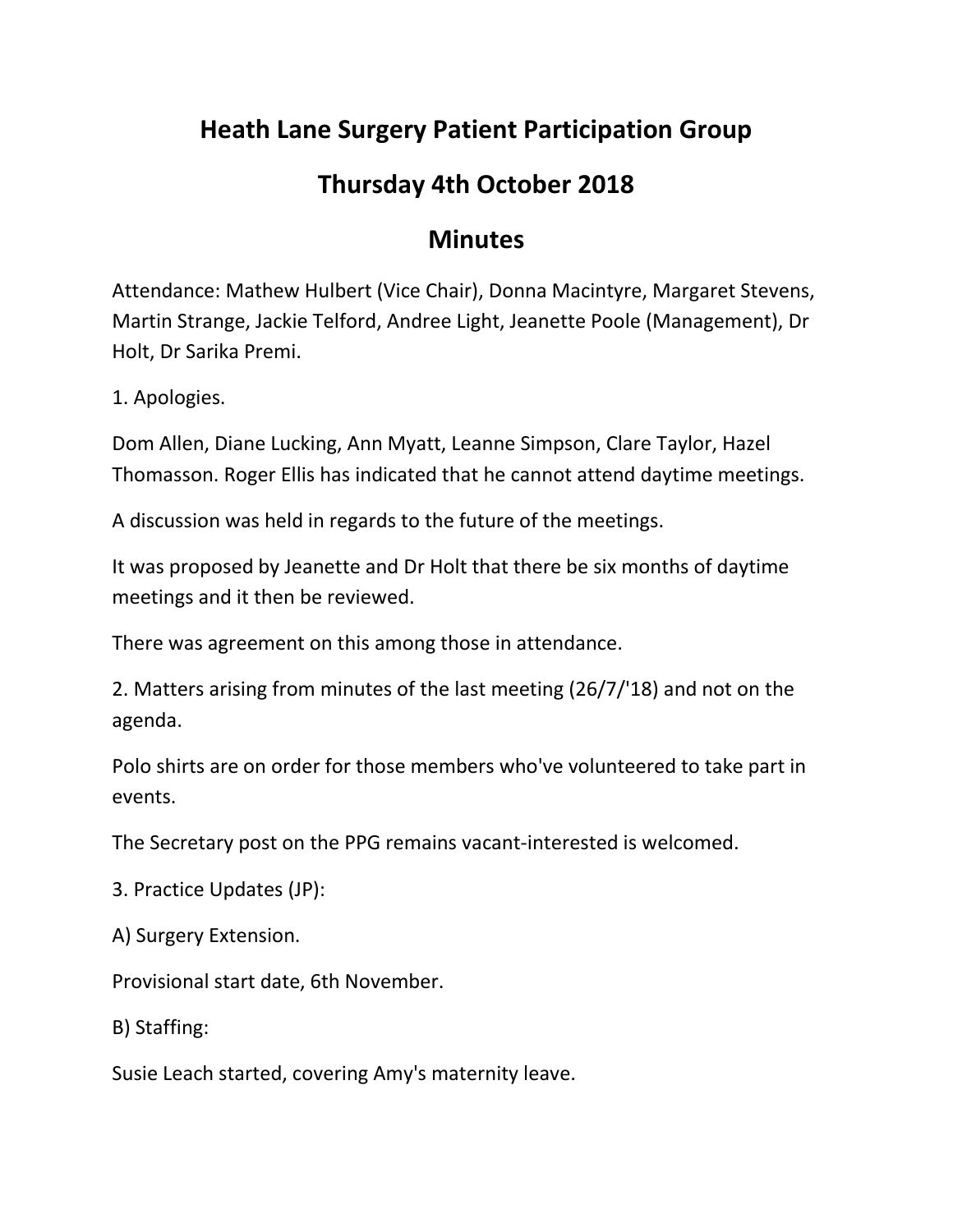# Heath Lane Surgery Patient Participation Group

## Thursday 4th October 2018

## Minutes

Attendance: Mathew Hulbert (Vice Chair), Donna Macintyre, Margaret Stevens, Martin Strange, Jackie Telford, Andree Light, Jeanette Poole (Management), Dr Holt, Dr Sarika Premi.

1. Apologies.

Dom Allen, Diane Lucking, Ann Myatt, Leanne Simpson, Clare Taylor, Hazel Thomasson. Roger Ellis has indicated that he cannot attend daytime meetings.

A discussion was held in regards to the future of the meetings.

It was proposed by Jeanette and Dr Holt that there be six months of daytime meetings and it then be reviewed.

There was agreement on this among those in attendance.

2. Matters arising from minutes of the last meeting (26/7/'18) and not on the agenda.

Polo shirts are on order for those members who've volunteered to take part in events.

The Secretary post on the PPG remains vacant-interested is welcomed.

3. Practice Updates (JP):

A) Surgery Extension.

Provisional start date, 6th November.

B) Staffing:

Susie Leach started, covering Amy's maternity leave.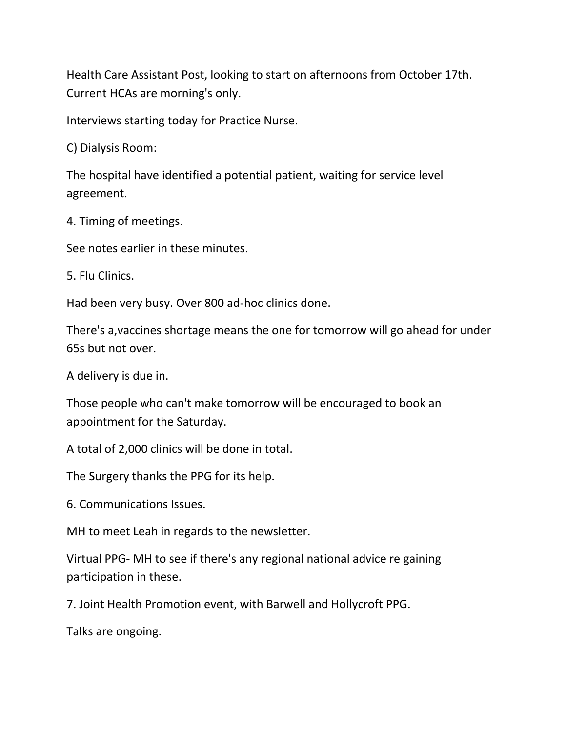Health Care Assistant Post, looking to start on afternoons from October 17th. Current HCAs are morning's only.

Interviews starting today for Practice Nurse.

C) Dialysis Room:

The hospital have identified a potential patient, waiting for service level agreement.

4. Timing of meetings.

See notes earlier in these minutes.

5. Flu Clinics.

Had been very busy. Over 800 ad-hoc clinics done.

There's a,vaccines shortage means the one for tomorrow will go ahead for under 65s but not over.

A delivery is due in.

Those people who can't make tomorrow will be encouraged to book an appointment for the Saturday.

A total of 2,000 clinics will be done in total.

The Surgery thanks the PPG for its help.

6. Communications Issues.

MH to meet Leah in regards to the newsletter.

Virtual PPG- MH to see if there's any regional national advice re gaining participation in these.

7. Joint Health Promotion event, with Barwell and Hollycroft PPG.

Talks are ongoing.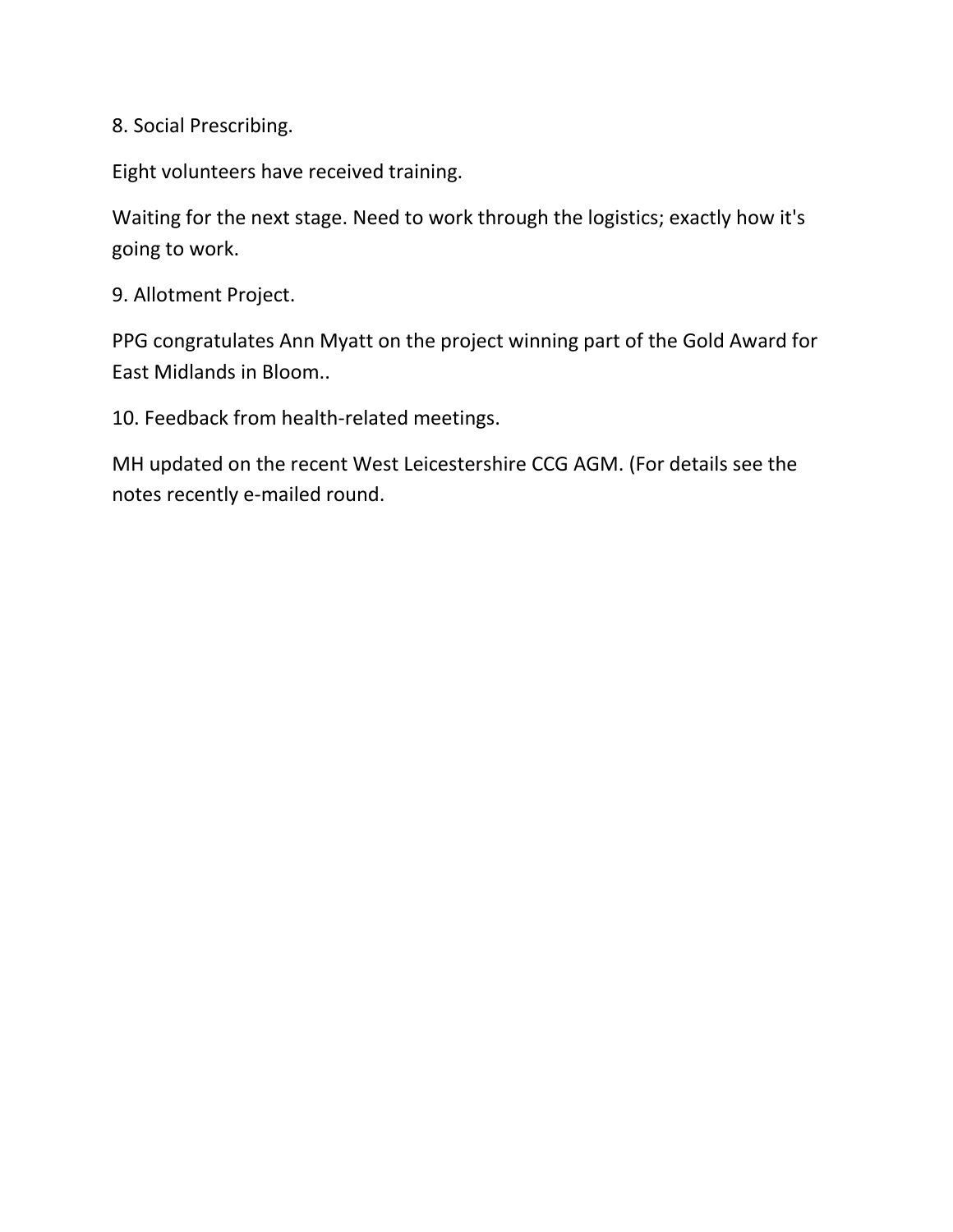8. Social Prescribing.

Eight volunteers have received training.

Waiting for the next stage. Need to work through the logistics; exactly how it's going to work.

9. Allotment Project.

PPG congratulates Ann Myatt on the project winning part of the Gold Award for East Midlands in Bloom..

10. Feedback from health-related meetings.

MH updated on the recent West Leicestershire CCG AGM. (For details see the notes recently e-mailed round.